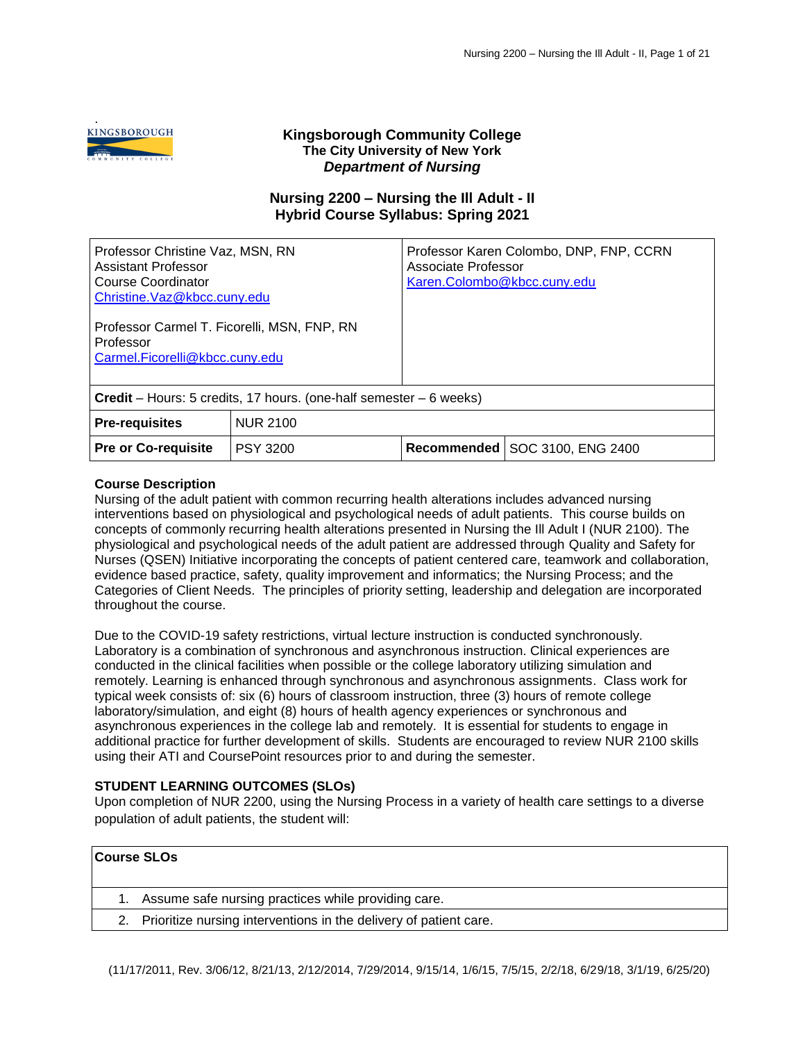# Kingsborough Community College

**The City University of New York**

***Department of Nursing***

## Nursing 2200 – Nursing the Ill Adult - II
## Hybrid Course Syllabus: Spring 2021

| Professor Christine Vaz, MSN, RN<br>Assistant Professor<br>Course Coordinator<br>Christine.Vaz@kbcc.cuny.edu<br><br>Professor Carmel T. Ficorelli, MSN, FNP, RN<br>Professor<br>Carmel.Ficorelli@kbcc.cuny.edu | | Professor Karen Colombo, DNP, FNP, CCRN<br>Associate Professor<br>Karen.Colombo@kbcc.cuny.edu | |
|---|---|---|---|
| **Credit** – Hours: 5 credits, 17 hours. (one-half semester – 6 weeks) | | | |
| **Pre-requisites** | NUR 2100 | | |
| **Pre or Co-requisite** | PSY 3200 | **Recommended** | SOC 3100, ENG 2400 |

### Course Description

Nursing of the adult patient with common recurring health alterations includes advanced nursing interventions based on physiological and psychological needs of adult patients. This course builds on concepts of commonly recurring health alterations presented in Nursing the Ill Adult I (NUR 2100). The physiological and psychological needs of the adult patient are addressed through Quality and Safety for Nurses (QSEN) Initiative incorporating the concepts of patient centered care, teamwork and collaboration, evidence based practice, safety, quality improvement and informatics; the Nursing Process; and the Categories of Client Needs. The principles of priority setting, leadership and delegation are incorporated throughout the course.

Due to the COVID-19 safety restrictions, virtual lecture instruction is conducted synchronously. Laboratory is a combination of synchronous and asynchronous instruction. Clinical experiences are conducted in the clinical facilities when possible or the college laboratory utilizing simulation and remotely. Learning is enhanced through synchronous and asynchronous assignments. Class work for typical week consists of: six (6) hours of classroom instruction, three (3) hours of remote college laboratory/simulation, and eight (8) hours of health agency experiences or synchronous and asynchronous experiences in the college lab and remotely. It is essential for students to engage in additional practice for further development of skills. Students are encouraged to review NUR 2100 skills using their ATI and CoursePoint resources prior to and during the semester.

### STUDENT LEARNING OUTCOMES (SLOs)

Upon completion of NUR 2200, using the Nursing Process in a variety of health care settings to a diverse population of adult patients, the student will:

| Course SLOs |
|---|
| 1. Assume safe nursing practices while providing care. |
| 2. Prioritize nursing interventions in the delivery of patient care. |

(11/17/2011, Rev. 3/06/12, 8/21/13, 2/12/2014, 7/29/2014, 9/15/14, 1/6/15, 7/5/15, 2/2/18, 6/29/18, 3/1/19, 6/25/20)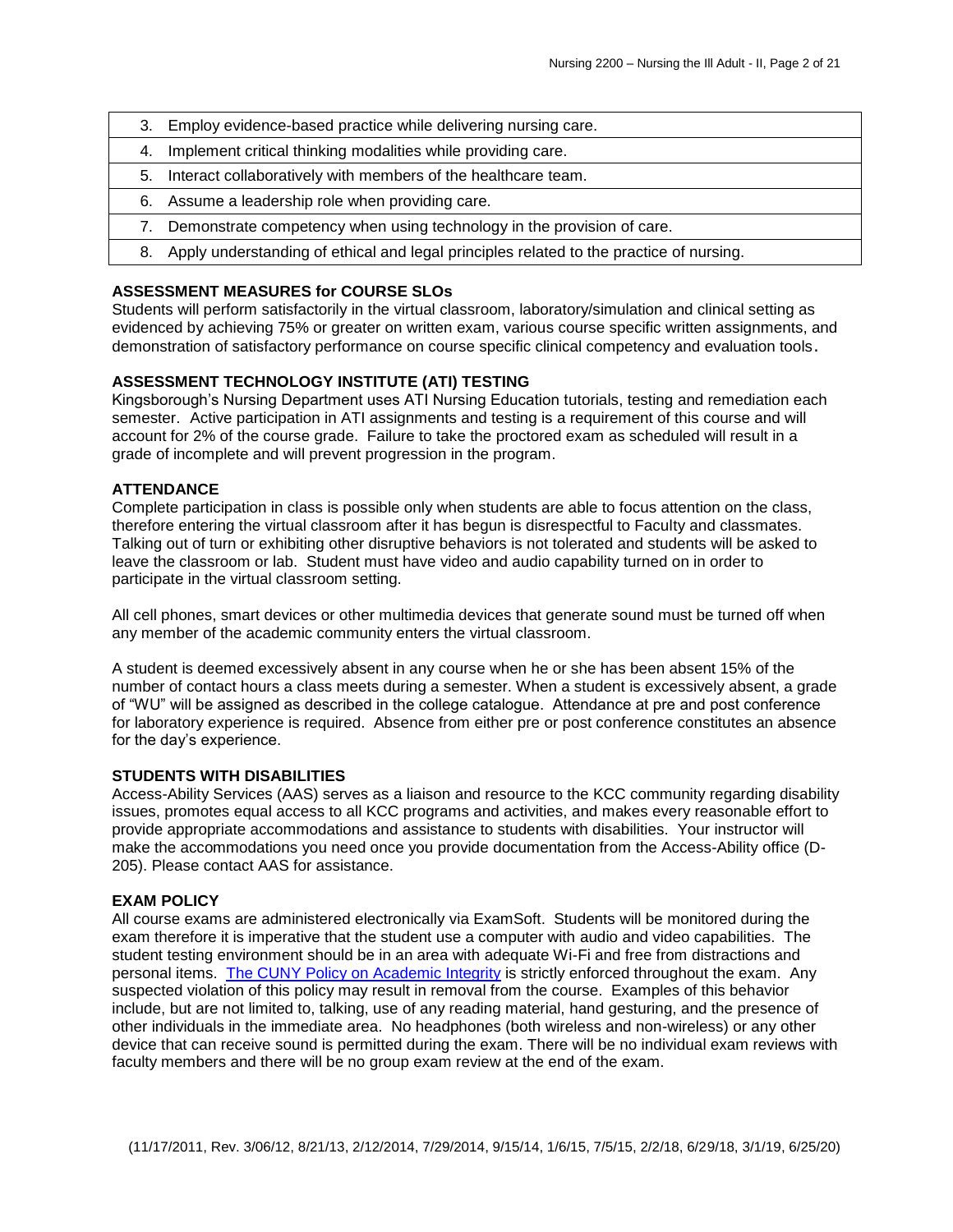| |
|---|
| 3. Employ evidence-based practice while delivering nursing care. |
| 4. Implement critical thinking modalities while providing care. |
| 5. Interact collaboratively with members of the healthcare team. |
| 6. Assume a leadership role when providing care. |
| 7. Demonstrate competency when using technology in the provision of care. |
| 8. Apply understanding of ethical and legal principles related to the practice of nursing. |

**ASSESSMENT MEASURES for COURSE SLOs**

Students will perform satisfactorily in the virtual classroom, laboratory/simulation and clinical setting as evidenced by achieving 75% or greater on written exam, various course specific written assignments, and demonstration of satisfactory performance on course specific clinical competency and evaluation tools.

**ASSESSMENT TECHNOLOGY INSTITUTE (ATI) TESTING**

Kingsborough's Nursing Department uses ATI Nursing Education tutorials, testing and remediation each semester. Active participation in ATI assignments and testing is a requirement of this course and will account for 2% of the course grade. Failure to take the proctored exam as scheduled will result in a grade of incomplete and will prevent progression in the program.

**ATTENDANCE**

Complete participation in class is possible only when students are able to focus attention on the class, therefore entering the virtual classroom after it has begun is disrespectful to Faculty and classmates. Talking out of turn or exhibiting other disruptive behaviors is not tolerated and students will be asked to leave the classroom or lab. Student must have video and audio capability turned on in order to participate in the virtual classroom setting.

All cell phones, smart devices or other multimedia devices that generate sound must be turned off when any member of the academic community enters the virtual classroom.

A student is deemed excessively absent in any course when he or she has been absent 15% of the number of contact hours a class meets during a semester. When a student is excessively absent, a grade of "WU" will be assigned as described in the college catalogue. Attendance at pre and post conference for laboratory experience is required. Absence from either pre or post conference constitutes an absence for the day's experience.

**STUDENTS WITH DISABILITIES**

Access-Ability Services (AAS) serves as a liaison and resource to the KCC community regarding disability issues, promotes equal access to all KCC programs and activities, and makes every reasonable effort to provide appropriate accommodations and assistance to students with disabilities. Your instructor will make the accommodations you need once you provide documentation from the Access-Ability office (D-205). Please contact AAS for assistance.

**EXAM POLICY**

All course exams are administered electronically via ExamSoft. Students will be monitored during the exam therefore it is imperative that the student use a computer with audio and video capabilities. The student testing environment should be in an area with adequate Wi-Fi and free from distractions and personal items. The CUNY Policy on Academic Integrity is strictly enforced throughout the exam. Any suspected violation of this policy may result in removal from the course. Examples of this behavior include, but are not limited to, talking, use of any reading material, hand gesturing, and the presence of other individuals in the immediate area. No headphones (both wireless and non-wireless) or any other device that can receive sound is permitted during the exam. There will be no individual exam reviews with faculty members and there will be no group exam review at the end of the exam.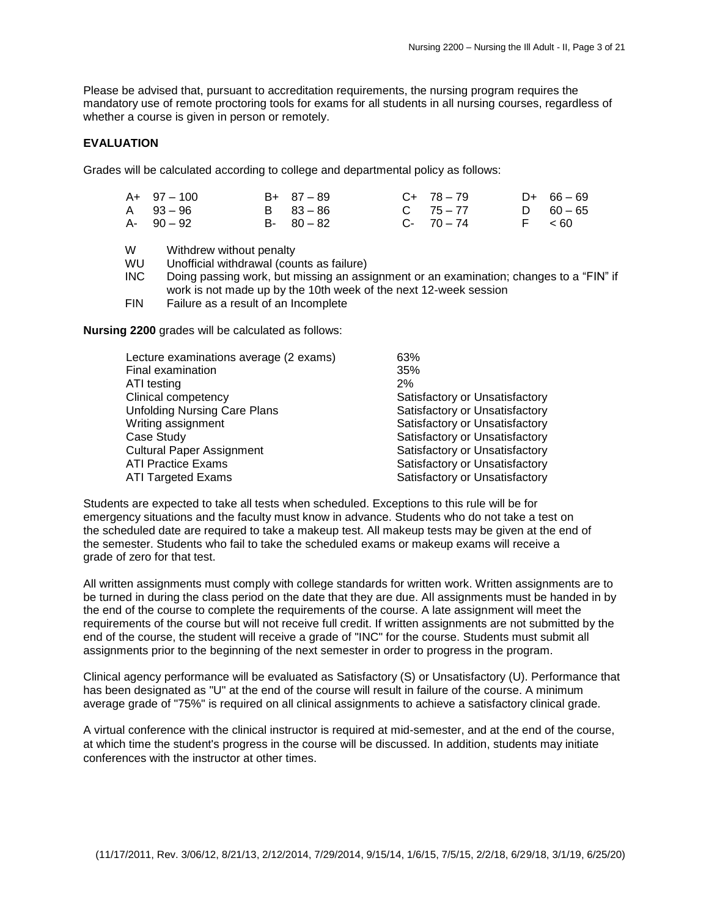Please be advised that, pursuant to accreditation requirements, the nursing program requires the mandatory use of remote proctoring tools for exams for all students in all nursing courses, regardless of whether a course is given in person or remotely.

## EVALUATION

Grades will be calculated according to college and departmental policy as follows:

| | | | |
|---|---|---|---|
| A+ 97 – 100 | B+ 87 – 89 | C+ 78 – 79 | D+ 66 – 69 |
| A 93 – 96 | B 83 – 86 | C 75 – 77 | D 60 – 65 |
| A- 90 – 92 | B- 80 – 82 | C- 70 – 74 | F < 60 |

| | |
|---|---|
| W | Withdrew without penalty |
| WU | Unofficial withdrawal (counts as failure) |
| INC | Doing passing work, but missing an assignment or an examination; changes to a "FIN" if work is not made up by the 10th week of the next 12-week session |
| FIN | Failure as a result of an Incomplete |

**Nursing 2200** grades will be calculated as follows:

| | |
|---|---|
| Lecture examinations average (2 exams) | 63% |
| Final examination | 35% |
| ATI testing | 2% |
| Clinical competency | Satisfactory or Unsatisfactory |
| Unfolding Nursing Care Plans | Satisfactory or Unsatisfactory |
| Writing assignment | Satisfactory or Unsatisfactory |
| Case Study | Satisfactory or Unsatisfactory |
| Cultural Paper Assignment | Satisfactory or Unsatisfactory |
| ATI Practice Exams | Satisfactory or Unsatisfactory |
| ATI Targeted Exams | Satisfactory or Unsatisfactory |

Students are expected to take all tests when scheduled. Exceptions to this rule will be for emergency situations and the faculty must know in advance. Students who do not take a test on the scheduled date are required to take a makeup test. All makeup tests may be given at the end of the semester. Students who fail to take the scheduled exams or makeup exams will receive a grade of zero for that test.

All written assignments must comply with college standards for written work. Written assignments are to be turned in during the class period on the date that they are due. All assignments must be handed in by the end of the course to complete the requirements of the course. A late assignment will meet the requirements of the course but will not receive full credit. If written assignments are not submitted by the end of the course, the student will receive a grade of "INC" for the course. Students must submit all assignments prior to the beginning of the next semester in order to progress in the program.

Clinical agency performance will be evaluated as Satisfactory (S) or Unsatisfactory (U). Performance that has been designated as "U" at the end of the course will result in failure of the course. A minimum average grade of "75%" is required on all clinical assignments to achieve a satisfactory clinical grade.

A virtual conference with the clinical instructor is required at mid-semester, and at the end of the course, at which time the student's progress in the course will be discussed. In addition, students may initiate conferences with the instructor at other times.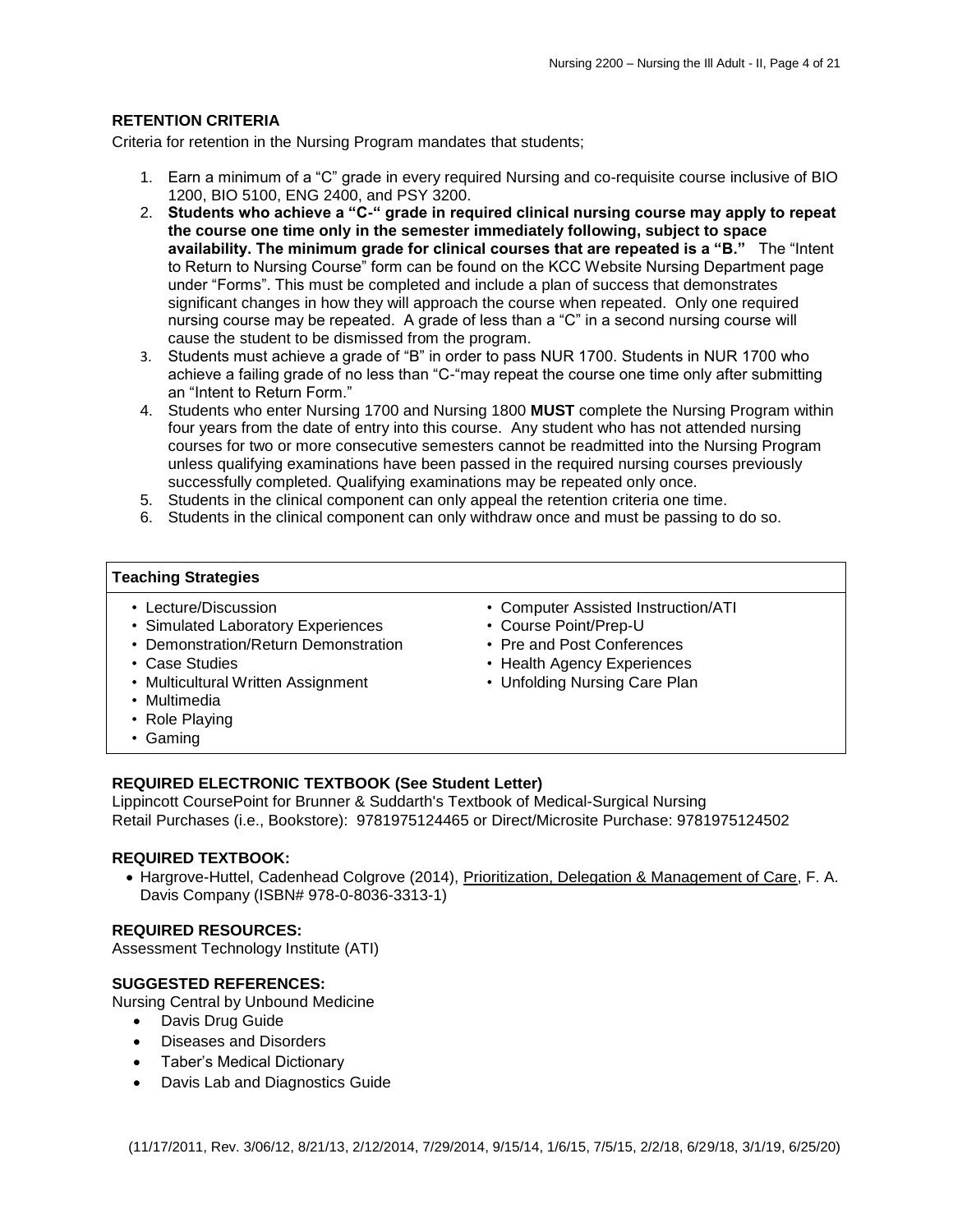## RETENTION CRITERIA

Criteria for retention in the Nursing Program mandates that students;

1. Earn a minimum of a "C" grade in every required Nursing and co-requisite course inclusive of BIO 1200, BIO 5100, ENG 2400, and PSY 3200.
2. **Students who achieve a "C-" grade in required clinical nursing course may apply to repeat the course one time only in the semester immediately following, subject to space availability. The minimum grade for clinical courses that are repeated is a "B."** The "Intent to Return to Nursing Course" form can be found on the KCC Website Nursing Department page under "Forms". This must be completed and include a plan of success that demonstrates significant changes in how they will approach the course when repeated. Only one required nursing course may be repeated. A grade of less than a "C" in a second nursing course will cause the student to be dismissed from the program.
3. Students must achieve a grade of "B" in order to pass NUR 1700. Students in NUR 1700 who achieve a failing grade of no less than "C-"may repeat the course one time only after submitting an "Intent to Return Form."
4. Students who enter Nursing 1700 and Nursing 1800 **MUST** complete the Nursing Program within four years from the date of entry into this course. Any student who has not attended nursing courses for two or more consecutive semesters cannot be readmitted into the Nursing Program unless qualifying examinations have been passed in the required nursing courses previously successfully completed. Qualifying examinations may be repeated only once.
5. Students in the clinical component can only appeal the retention criteria one time.
6. Students in the clinical component can only withdraw once and must be passing to do so.

| Teaching Strategies | |
|---|---|
| • Lecture/Discussion<br>• Simulated Laboratory Experiences<br>• Demonstration/Return Demonstration<br>• Case Studies<br>• Multicultural Written Assignment<br>• Multimedia<br>• Role Playing<br>• Gaming | • Computer Assisted Instruction/ATI<br>• Course Point/Prep-U<br>• Pre and Post Conferences<br>• Health Agency Experiences<br>• Unfolding Nursing Care Plan |

**REQUIRED ELECTRONIC TEXTBOOK (See Student Letter)**
Lippincott CoursePoint for Brunner & Suddarth's Textbook of Medical-Surgical Nursing
Retail Purchases (i.e., Bookstore): 9781975124465 or Direct/Microsite Purchase: 9781975124502

**REQUIRED TEXTBOOK:**

- Hargrove-Huttel, Cadenhead Colgrove (2014), Prioritization, Delegation & Management of Care, F. A. Davis Company (ISBN# 978-0-8036-3313-1)

**REQUIRED RESOURCES:**
Assessment Technology Institute (ATI)

**SUGGESTED REFERENCES:**
Nursing Central by Unbound Medicine

- Davis Drug Guide
- Diseases and Disorders
- Taber's Medical Dictionary
- Davis Lab and Diagnostics Guide

(11/17/2011, Rev. 3/06/12, 8/21/13, 2/12/2014, 7/29/2014, 9/15/14, 1/6/15, 7/5/15, 2/2/18, 6/29/18, 3/1/19, 6/25/20)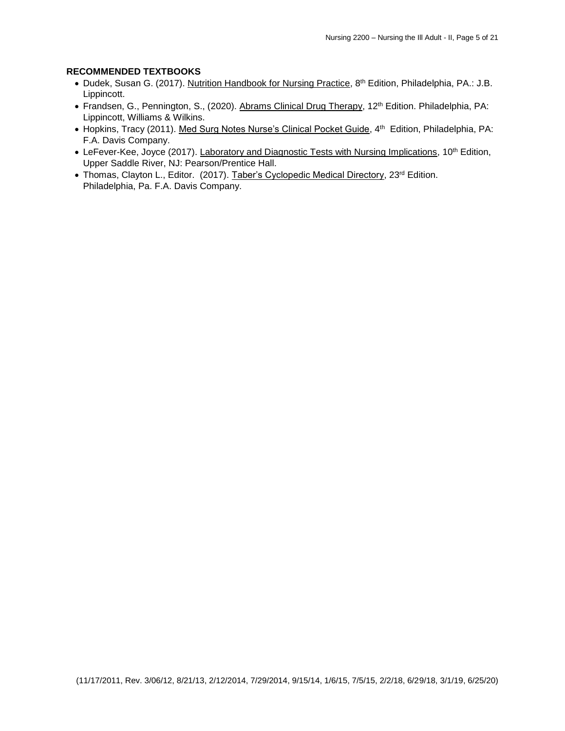**RECOMMENDED TEXTBOOKS**

- Dudek, Susan G. (2017). Nutrition Handbook for Nursing Practice, 8th Edition, Philadelphia, PA.: J.B. Lippincott.
- Frandsen, G., Pennington, S., (2020). Abrams Clinical Drug Therapy, 12th Edition. Philadelphia, PA: Lippincott, Williams & Wilkins.
- Hopkins, Tracy (2011). Med Surg Notes Nurse's Clinical Pocket Guide, 4th Edition, Philadelphia, PA: F.A. Davis Company.
- LeFever-Kee, Joyce (2017). Laboratory and Diagnostic Tests with Nursing Implications, 10th Edition, Upper Saddle River, NJ: Pearson/Prentice Hall.
- Thomas, Clayton L., Editor. (2017). Taber's Cyclopedic Medical Directory, 23rd Edition. Philadelphia, Pa. F.A. Davis Company.

(11/17/2011, Rev. 3/06/12, 8/21/13, 2/12/2014, 7/29/2014, 9/15/14, 1/6/15, 7/5/15, 2/2/18, 6/29/18, 3/1/19, 6/25/20)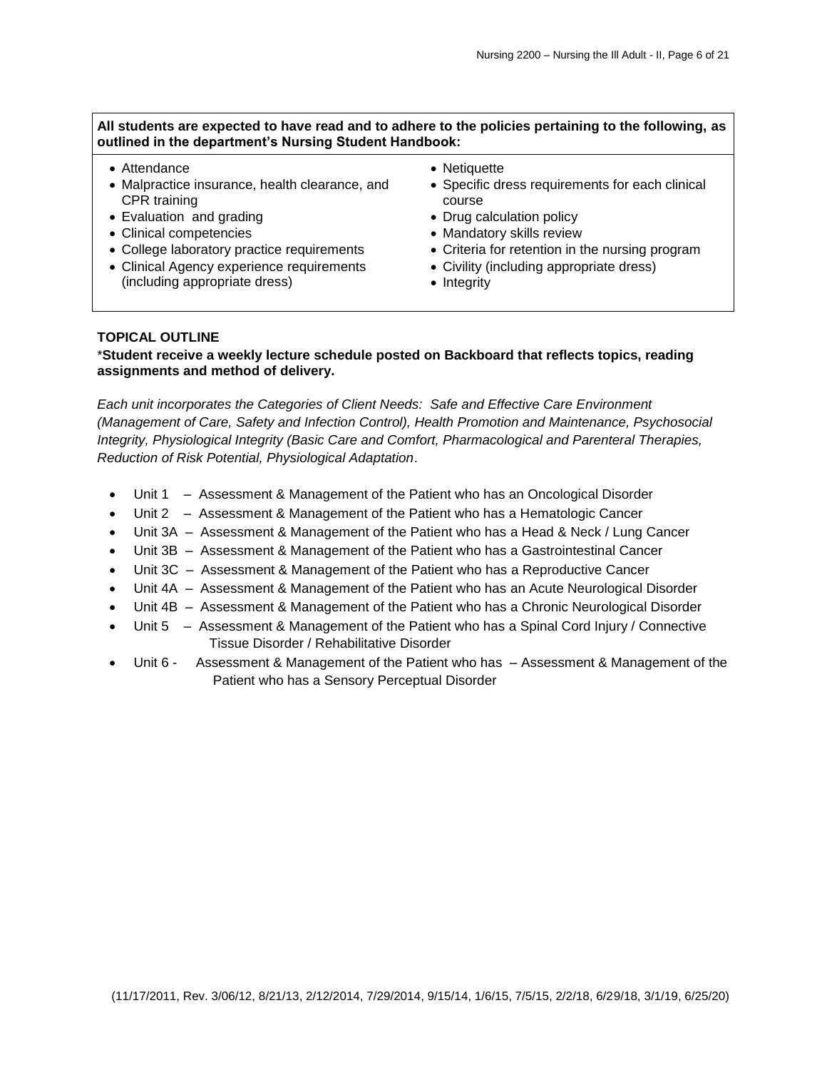**All students are expected to have read and to adhere to the policies pertaining to the following, as outlined in the department's Nursing Student Handbook:**

- Attendance
- Malpractice insurance, health clearance, and CPR training
- Evaluation and grading
- Clinical competencies
- College laboratory practice requirements
- Clinical Agency experience requirements (including appropriate dress)
- Netiquette
- Specific dress requirements for each clinical course
- Drug calculation policy
- Mandatory skills review
- Criteria for retention in the nursing program
- Civility (including appropriate dress)
- Integrity

**TOPICAL OUTLINE**

\***Student receive a weekly lecture schedule posted on Backboard that reflects topics, reading assignments and method of delivery.**

*Each unit incorporates the Categories of Client Needs: Safe and Effective Care Environment (Management of Care, Safety and Infection Control), Health Promotion and Maintenance, Psychosocial Integrity, Physiological Integrity (Basic Care and Comfort, Pharmacological and Parenteral Therapies, Reduction of Risk Potential, Physiological Adaptation*.

- Unit 1 – Assessment & Management of the Patient who has an Oncological Disorder
- Unit 2 – Assessment & Management of the Patient who has a Hematologic Cancer
- Unit 3A – Assessment & Management of the Patient who has a Head & Neck / Lung Cancer
- Unit 3B – Assessment & Management of the Patient who has a Gastrointestinal Cancer
- Unit 3C – Assessment & Management of the Patient who has a Reproductive Cancer
- Unit 4A – Assessment & Management of the Patient who has an Acute Neurological Disorder
- Unit 4B – Assessment & Management of the Patient who has a Chronic Neurological Disorder
- Unit 5 – Assessment & Management of the Patient who has a Spinal Cord Injury / Connective Tissue Disorder / Rehabilitative Disorder
- Unit 6 - Assessment & Management of the Patient who has – Assessment & Management of the Patient who has a Sensory Perceptual Disorder

(11/17/2011, Rev. 3/06/12, 8/21/13, 2/12/2014, 7/29/2014, 9/15/14, 1/6/15, 7/5/15, 2/2/18, 6/29/18, 3/1/19, 6/25/20)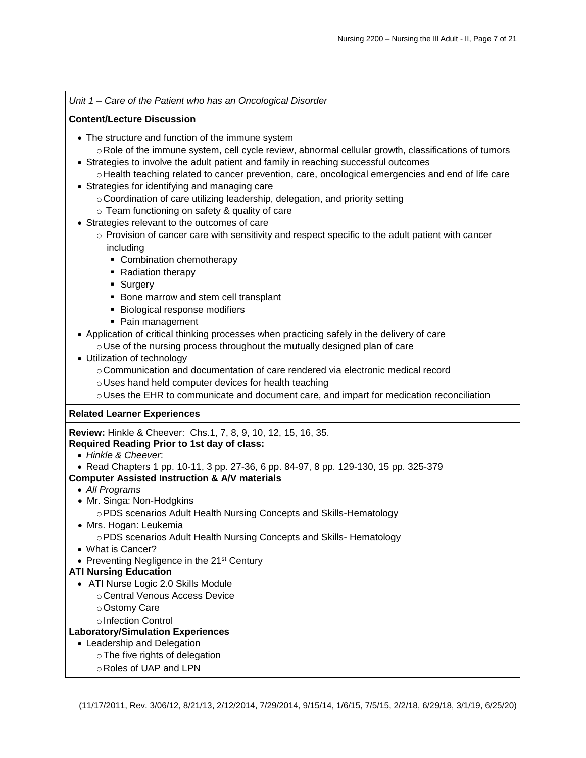*Unit 1 – Care of the Patient who has an Oncological Disorder*

**Content/Lecture Discussion**

- The structure and function of the immune system
  - Role of the immune system, cell cycle review, abnormal cellular growth, classifications of tumors
- Strategies to involve the adult patient and family in reaching successful outcomes
  - Health teaching related to cancer prevention, care, oncological emergencies and end of life care
- Strategies for identifying and managing care
  - Coordination of care utilizing leadership, delegation, and priority setting
  - Team functioning on safety & quality of care
- Strategies relevant to the outcomes of care
  - Provision of cancer care with sensitivity and respect specific to the adult patient with cancer including
    - Combination chemotherapy
    - Radiation therapy
    - Surgery
    - Bone marrow and stem cell transplant
    - Biological response modifiers
    - Pain management
- Application of critical thinking processes when practicing safely in the delivery of care
  - Use of the nursing process throughout the mutually designed plan of care
- Utilization of technology
  - Communication and documentation of care rendered via electronic medical record
  - Uses hand held computer devices for health teaching
  - Uses the EHR to communicate and document care, and impart for medication reconciliation

**Related Learner Experiences**

**Review:** Hinkle & Cheever: Chs.1, 7, 8, 9, 10, 12, 15, 16, 35.

**Required Reading Prior to 1st day of class:**

- *Hinkle & Cheever*:
- Read Chapters 1 pp. 10-11, 3 pp. 27-36, 6 pp. 84-97, 8 pp. 129-130, 15 pp. 325-379

**Computer Assisted Instruction & A/V materials**

- *All Programs*
- Mr. Singa: Non-Hodgkins
  - PDS scenarios Adult Health Nursing Concepts and Skills-Hematology
- Mrs. Hogan: Leukemia
  - PDS scenarios Adult Health Nursing Concepts and Skills- Hematology
- What is Cancer?
- Preventing Negligence in the 21st Century

**ATI Nursing Education**

- ATI Nurse Logic 2.0 Skills Module
  - Central Venous Access Device
  - Ostomy Care
  - Infection Control

**Laboratory/Simulation Experiences**

- Leadership and Delegation
  - The five rights of delegation
  - Roles of UAP and LPN

(11/17/2011, Rev. 3/06/12, 8/21/13, 2/12/2014, 7/29/2014, 9/15/14, 1/6/15, 7/5/15, 2/2/18, 6/29/18, 3/1/19, 6/25/20)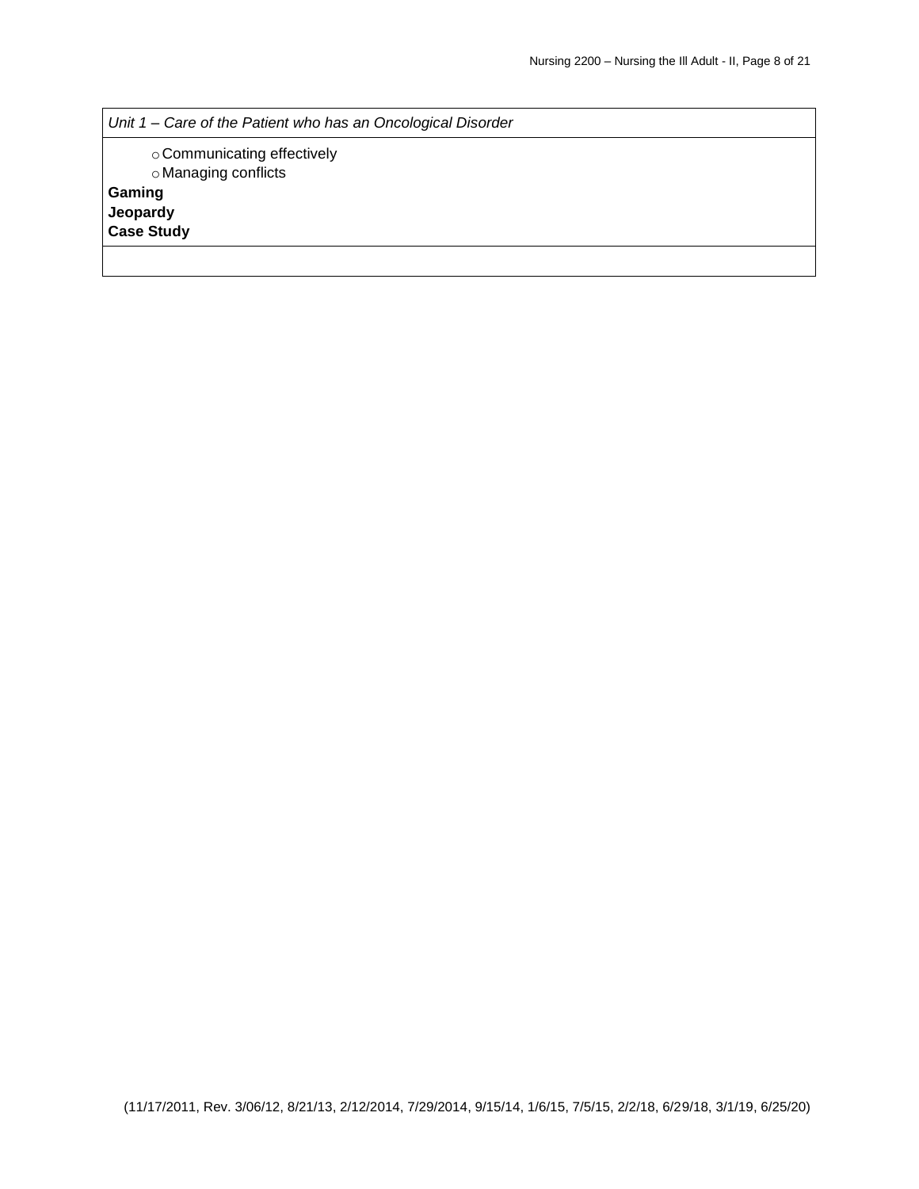| *Unit 1 – Care of the Patient who has an Oncological Disorder* |
| --- |
| ◦ Communicating effectively<br>◦ Managing conflicts<br>**Gaming**<br>**Jeopardy**<br>**Case Study** |
| |

(11/17/2011, Rev. 3/06/12, 8/21/13, 2/12/2014, 7/29/2014, 9/15/14, 1/6/15, 7/5/15, 2/2/18, 6/29/18, 3/1/19, 6/25/20)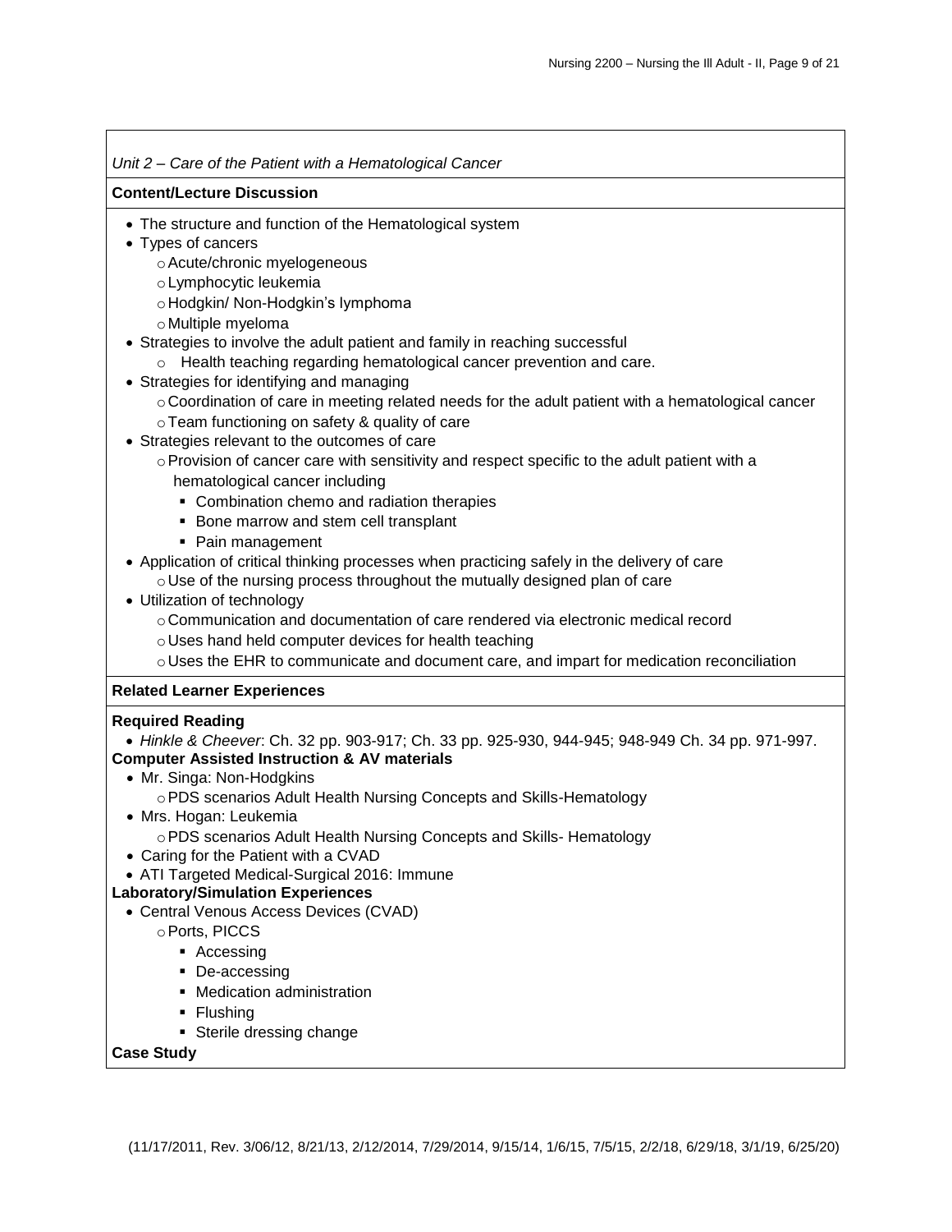*Unit 2 – Care of the Patient with a Hematological Cancer*

**Content/Lecture Discussion**

- The structure and function of the Hematological system
- Types of cancers
  - Acute/chronic myelogeneous
  - Lymphocytic leukemia
  - Hodgkin/ Non-Hodgkin's lymphoma
  - Multiple myeloma
- Strategies to involve the adult patient and family in reaching successful
  - Health teaching regarding hematological cancer prevention and care.
- Strategies for identifying and managing
  - Coordination of care in meeting related needs for the adult patient with a hematological cancer
  - Team functioning on safety & quality of care
- Strategies relevant to the outcomes of care
  - Provision of cancer care with sensitivity and respect specific to the adult patient with a hematological cancer including
    - Combination chemo and radiation therapies
    - Bone marrow and stem cell transplant
    - Pain management
- Application of critical thinking processes when practicing safely in the delivery of care
  - Use of the nursing process throughout the mutually designed plan of care
- Utilization of technology
  - Communication and documentation of care rendered via electronic medical record
  - Uses hand held computer devices for health teaching
  - Uses the EHR to communicate and document care, and impart for medication reconciliation

**Related Learner Experiences**

**Required Reading**

- *Hinkle & Cheever*: Ch. 32 pp. 903-917; Ch. 33 pp. 925-930, 944-945; 948-949 Ch. 34 pp. 971-997.

**Computer Assisted Instruction & AV materials**

- Mr. Singa: Non-Hodgkins
  - PDS scenarios Adult Health Nursing Concepts and Skills-Hematology
- Mrs. Hogan: Leukemia
  - PDS scenarios Adult Health Nursing Concepts and Skills- Hematology
- Caring for the Patient with a CVAD
- ATI Targeted Medical-Surgical 2016: Immune

**Laboratory/Simulation Experiences**

- Central Venous Access Devices (CVAD)
  - Ports, PICCS
    - Accessing
    - De-accessing
    - Medication administration
    - Flushing
    - Sterile dressing change

**Case Study**

(11/17/2011, Rev. 3/06/12, 8/21/13, 2/12/2014, 7/29/2014, 9/15/14, 1/6/15, 7/5/15, 2/2/18, 6/29/18, 3/1/19, 6/25/20)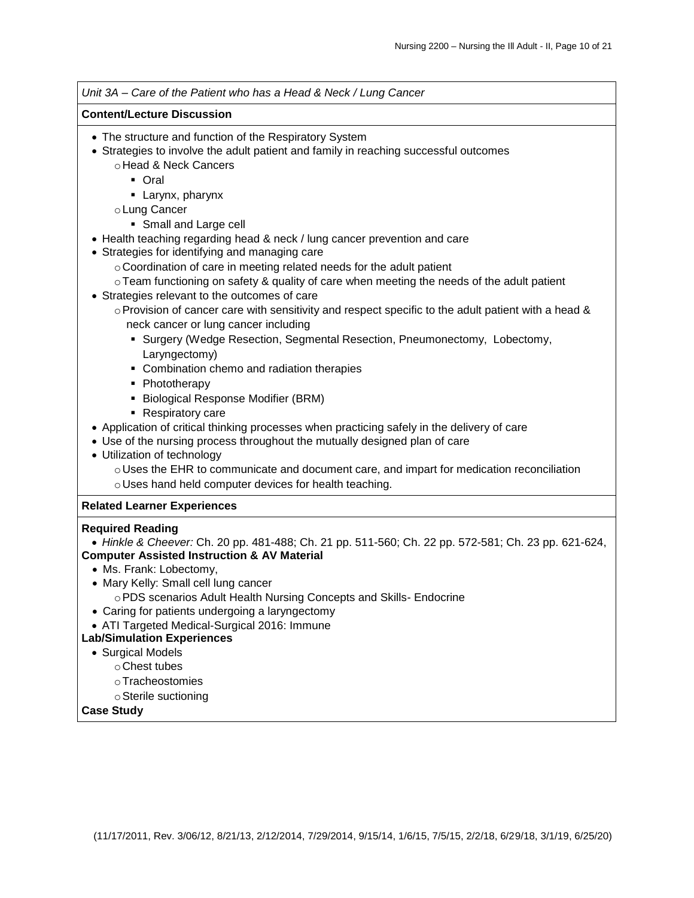*Unit 3A – Care of the Patient who has a Head & Neck / Lung Cancer*

**Content/Lecture Discussion**

- The structure and function of the Respiratory System
- Strategies to involve the adult patient and family in reaching successful outcomes
  - Head & Neck Cancers
    - Oral
    - Larynx, pharynx
  - Lung Cancer
    - Small and Large cell
- Health teaching regarding head & neck / lung cancer prevention and care
- Strategies for identifying and managing care
  - Coordination of care in meeting related needs for the adult patient
  - Team functioning on safety & quality of care when meeting the needs of the adult patient
- Strategies relevant to the outcomes of care
  - Provision of cancer care with sensitivity and respect specific to the adult patient with a head & neck cancer or lung cancer including
    - Surgery (Wedge Resection, Segmental Resection, Pneumonectomy, Lobectomy, Laryngectomy)
    - Combination chemo and radiation therapies
    - Phototherapy
    - Biological Response Modifier (BRM)
    - Respiratory care
- Application of critical thinking processes when practicing safely in the delivery of care
- Use of the nursing process throughout the mutually designed plan of care
- Utilization of technology
  - Uses the EHR to communicate and document care, and impart for medication reconciliation
  - Uses hand held computer devices for health teaching.

**Related Learner Experiences**

**Required Reading**

- *Hinkle & Cheever:* Ch. 20 pp. 481-488; Ch. 21 pp. 511-560; Ch. 22 pp. 572-581; Ch. 23 pp. 621-624,

**Computer Assisted Instruction & AV Material**

- Ms. Frank: Lobectomy,
- Mary Kelly: Small cell lung cancer
  - PDS scenarios Adult Health Nursing Concepts and Skills- Endocrine
- Caring for patients undergoing a laryngectomy
- ATI Targeted Medical-Surgical 2016: Immune

**Lab/Simulation Experiences**

- Surgical Models
  - Chest tubes
  - Tracheostomies
  - Sterile suctioning

**Case Study**

(11/17/2011, Rev. 3/06/12, 8/21/13, 2/12/2014, 7/29/2014, 9/15/14, 1/6/15, 7/5/15, 2/2/18, 6/29/18, 3/1/19, 6/25/20)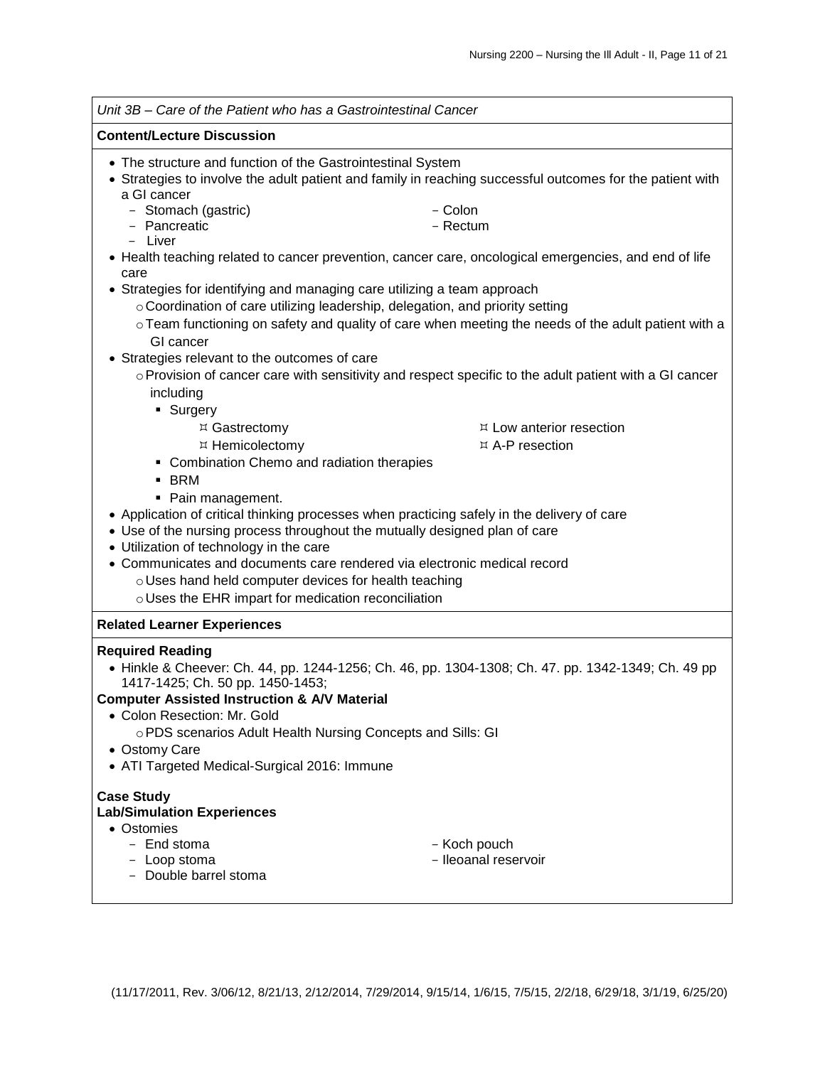*Unit 3B – Care of the Patient who has a Gastrointestinal Cancer*

**Content/Lecture Discussion**

- The structure and function of the Gastrointestinal System
- Strategies to involve the adult patient and family in reaching successful outcomes for the patient with a GI cancer
  - Stomach (gastric)
  - Pancreatic
  - Liver
  - Colon
  - Rectum
- Health teaching related to cancer prevention, cancer care, oncological emergencies, and end of life care
- Strategies for identifying and managing care utilizing a team approach
  - Coordination of care utilizing leadership, delegation, and priority setting
  - Team functioning on safety and quality of care when meeting the needs of the adult patient with a GI cancer
- Strategies relevant to the outcomes of care
  - Provision of cancer care with sensitivity and respect specific to the adult patient with a GI cancer including
    - Surgery
      - Gastrectomy
      - Hemicolectomy
      - Low anterior resection
      - A-P resection
    - Combination Chemo and radiation therapies
    - BRM
    - Pain management.
- Application of critical thinking processes when practicing safely in the delivery of care
- Use of the nursing process throughout the mutually designed plan of care
- Utilization of technology in the care
- Communicates and documents care rendered via electronic medical record
  - Uses hand held computer devices for health teaching
  - Uses the EHR impart for medication reconciliation

**Related Learner Experiences**

**Required Reading**

- Hinkle & Cheever: Ch. 44, pp. 1244-1256; Ch. 46, pp. 1304-1308; Ch. 47. pp. 1342-1349; Ch. 49 pp 1417-1425; Ch. 50 pp. 1450-1453;

**Computer Assisted Instruction & A/V Material**

- Colon Resection: Mr. Gold
  - PDS scenarios Adult Health Nursing Concepts and Sills: GI
- Ostomy Care
- ATI Targeted Medical-Surgical 2016: Immune

**Case Study**

**Lab/Simulation Experiences**

- Ostomies
  - End stoma
  - Loop stoma
  - Double barrel stoma
  - Koch pouch
  - Ileoanal reservoir

(11/17/2011, Rev. 3/06/12, 8/21/13, 2/12/2014, 7/29/2014, 9/15/14, 1/6/15, 7/5/15, 2/2/18, 6/29/18, 3/1/19, 6/25/20)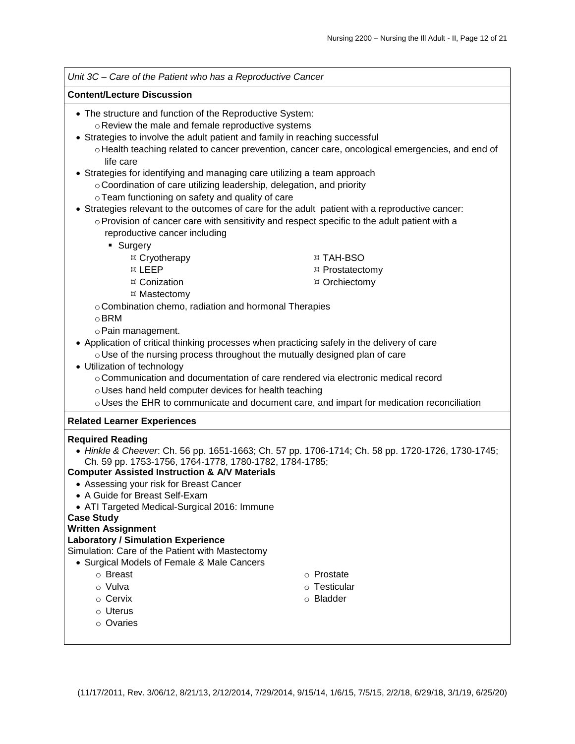*Unit 3C – Care of the Patient who has a Reproductive Cancer*

**Content/Lecture Discussion**

- The structure and function of the Reproductive System:
  - Review the male and female reproductive systems
- Strategies to involve the adult patient and family in reaching successful
  - Health teaching related to cancer prevention, cancer care, oncological emergencies, and end of life care
- Strategies for identifying and managing care utilizing a team approach
  - Coordination of care utilizing leadership, delegation, and priority
  - Team functioning on safety and quality of care
- Strategies relevant to the outcomes of care for the adult patient with a reproductive cancer:
  - Provision of cancer care with sensitivity and respect specific to the adult patient with a reproductive cancer including
    - Surgery
      - Cryotherapy
      - LEEP
      - Conization
      - Mastectomy
      - TAH-BSO
      - Prostatectomy
      - Orchiectomy
  - Combination chemo, radiation and hormonal Therapies
  - BRM
  - Pain management.
- Application of critical thinking processes when practicing safely in the delivery of care
  - Use of the nursing process throughout the mutually designed plan of care
- Utilization of technology
  - Communication and documentation of care rendered via electronic medical record
  - Uses hand held computer devices for health teaching
  - Uses the EHR to communicate and document care, and impart for medication reconciliation

**Related Learner Experiences**

**Required Reading**

- *Hinkle & Cheever*: Ch. 56 pp. 1651-1663; Ch. 57 pp. 1706-1714; Ch. 58 pp. 1720-1726, 1730-1745; Ch. 59 pp. 1753-1756, 1764-1778, 1780-1782, 1784-1785;

**Computer Assisted Instruction & A/V Materials**

- Assessing your risk for Breast Cancer
- A Guide for Breast Self-Exam
- ATI Targeted Medical-Surgical 2016: Immune

**Case Study**

**Written Assignment**

**Laboratory / Simulation Experience**

Simulation: Care of the Patient with Mastectomy

- Surgical Models of Female & Male Cancers
  - Breast
  - Vulva
  - Cervix
  - Uterus
  - Ovaries
  - Prostate
  - Testicular
  - Bladder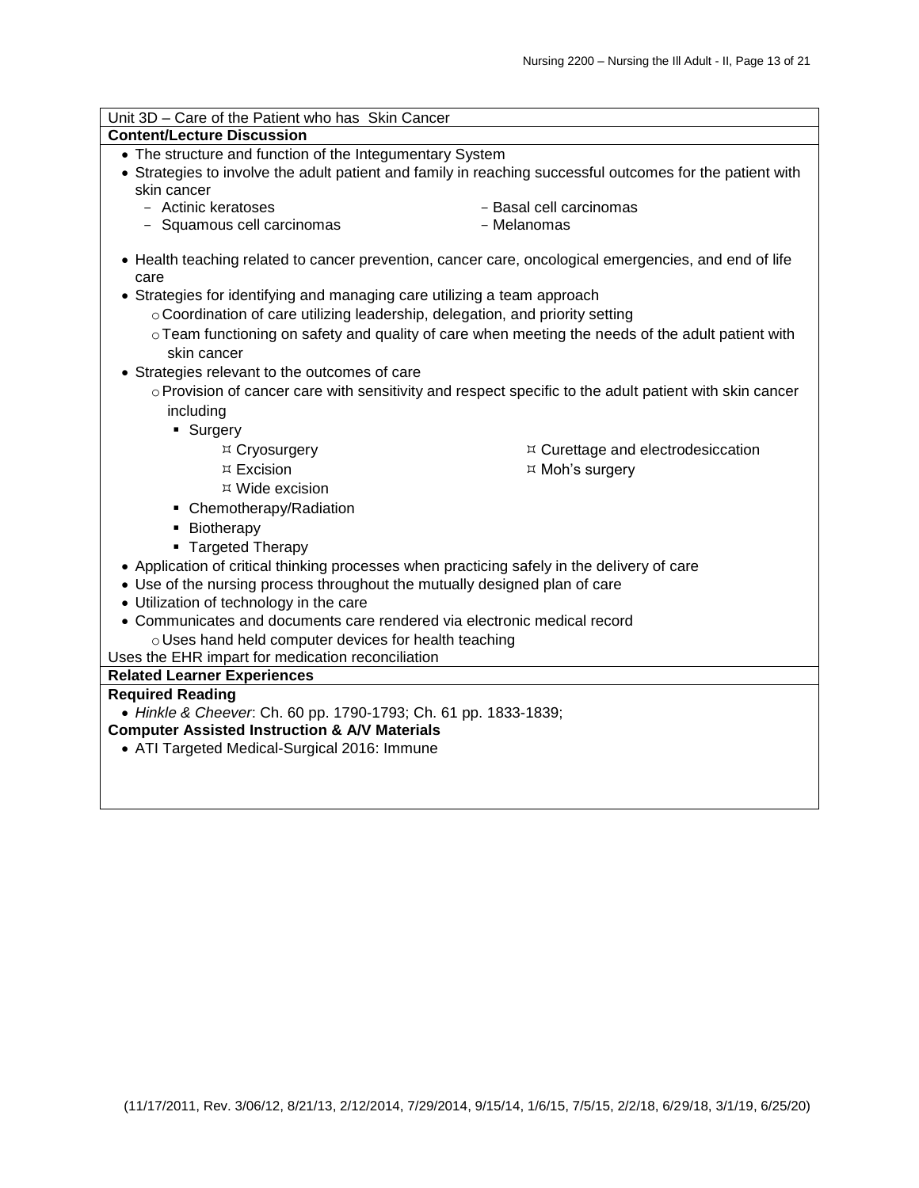Unit 3D – Care of the Patient who has Skin Cancer

**Content/Lecture Discussion**

- The structure and function of the Integumentary System
- Strategies to involve the adult patient and family in reaching successful outcomes for the patient with skin cancer
  - Actinic keratoses
  - Basal cell carcinomas
  - Squamous cell carcinomas
  - Melanomas
- Health teaching related to cancer prevention, cancer care, oncological emergencies, and end of life care
- Strategies for identifying and managing care utilizing a team approach
  - Coordination of care utilizing leadership, delegation, and priority setting
  - Team functioning on safety and quality of care when meeting the needs of the adult patient with skin cancer
- Strategies relevant to the outcomes of care
  - Provision of cancer care with sensitivity and respect specific to the adult patient with skin cancer including
    - Surgery
      - Cryosurgery
      - Curettage and electrodesiccation
      - Excision
      - Moh's surgery
      - Wide excision
    - Chemotherapy/Radiation
    - Biotherapy
    - Targeted Therapy
- Application of critical thinking processes when practicing safely in the delivery of care
- Use of the nursing process throughout the mutually designed plan of care
- Utilization of technology in the care
- Communicates and documents care rendered via electronic medical record
  - Uses hand held computer devices for health teaching

Uses the EHR impart for medication reconciliation

**Related Learner Experiences**

**Required Reading**

- *Hinkle & Cheever*: Ch. 60 pp. 1790-1793; Ch. 61 pp. 1833-1839;

**Computer Assisted Instruction & A/V Materials**

- ATI Targeted Medical-Surgical 2016: Immune

(11/17/2011, Rev. 3/06/12, 8/21/13, 2/12/2014, 7/29/2014, 9/15/14, 1/6/15, 7/5/15, 2/2/18, 6/29/18, 3/1/19, 6/25/20)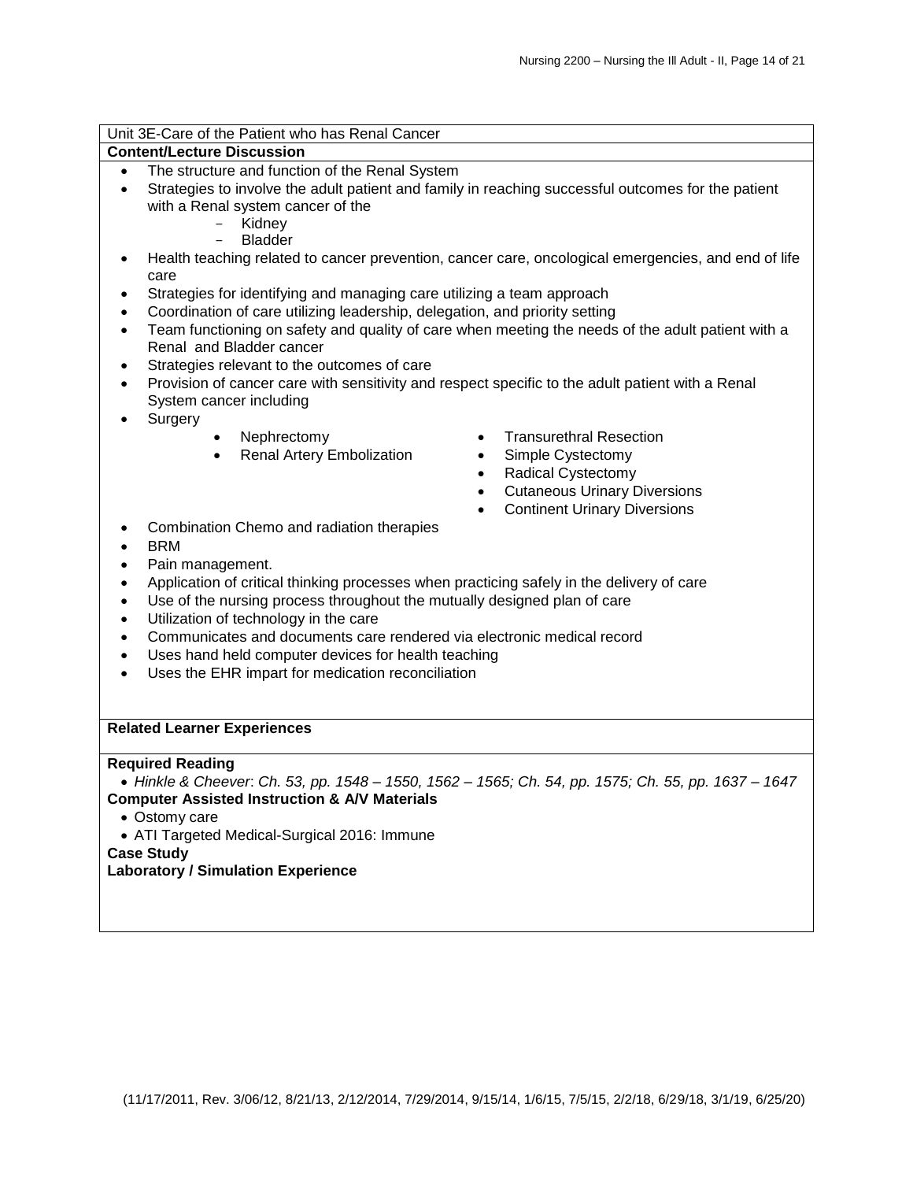Unit 3E-Care of the Patient who has Renal Cancer

**Content/Lecture Discussion**

- The structure and function of the Renal System
- Strategies to involve the adult patient and family in reaching successful outcomes for the patient with a Renal system cancer of the
  - Kidney
  - Bladder
- Health teaching related to cancer prevention, cancer care, oncological emergencies, and end of life care
- Strategies for identifying and managing care utilizing a team approach
- Coordination of care utilizing leadership, delegation, and priority setting
- Team functioning on safety and quality of care when meeting the needs of the adult patient with a Renal and Bladder cancer
- Strategies relevant to the outcomes of care
- Provision of cancer care with sensitivity and respect specific to the adult patient with a Renal System cancer including
- Surgery
  - Nephrectomy
  - Renal Artery Embolization
  - Transurethral Resection
  - Simple Cystectomy
  - Radical Cystectomy
  - Cutaneous Urinary Diversions
  - Continent Urinary Diversions
- Combination Chemo and radiation therapies
- BRM
- Pain management.
- Application of critical thinking processes when practicing safely in the delivery of care
- Use of the nursing process throughout the mutually designed plan of care
- Utilization of technology in the care
- Communicates and documents care rendered via electronic medical record
- Uses hand held computer devices for health teaching
- Uses the EHR impart for medication reconciliation

**Related Learner Experiences**

**Required Reading**

- *Hinkle & Cheever*: *Ch. 53, pp. 1548 – 1550, 1562 – 1565; Ch. 54, pp. 1575; Ch. 55, pp. 1637 – 1647*

**Computer Assisted Instruction & A/V Materials**

- Ostomy care
- ATI Targeted Medical-Surgical 2016: Immune

**Case Study**

**Laboratory / Simulation Experience**

(11/17/2011, Rev. 3/06/12, 8/21/13, 2/12/2014, 7/29/2014, 9/15/14, 1/6/15, 7/5/15, 2/2/18, 6/29/18, 3/1/19, 6/25/20)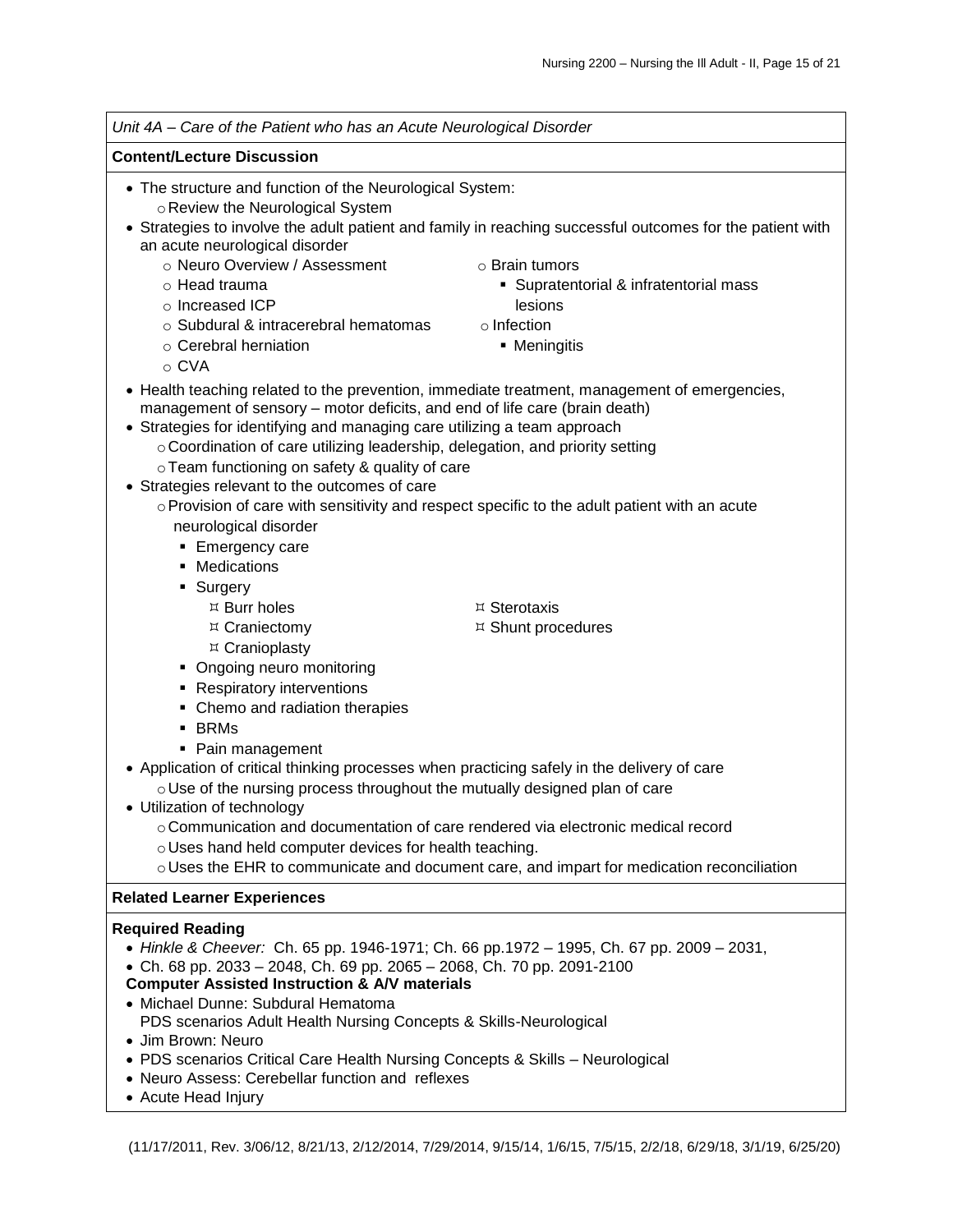*Unit 4A – Care of the Patient who has an Acute Neurological Disorder*

**Content/Lecture Discussion**

- The structure and function of the Neurological System:
  - Review the Neurological System
- Strategies to involve the adult patient and family in reaching successful outcomes for the patient with an acute neurological disorder
  - Neuro Overview / Assessment
  - Head trauma
  - Increased ICP
  - Subdural & intracerebral hematomas
  - Cerebral herniation
  - CVA
  - Brain tumors
    - Supratentorial & infratentorial mass lesions
  - Infection
    - Meningitis
- Health teaching related to the prevention, immediate treatment, management of emergencies, management of sensory – motor deficits, and end of life care (brain death)
- Strategies for identifying and managing care utilizing a team approach
  - Coordination of care utilizing leadership, delegation, and priority setting
  - Team functioning on safety & quality of care
- Strategies relevant to the outcomes of care
  - Provision of care with sensitivity and respect specific to the adult patient with an acute neurological disorder
    - Emergency care
    - Medications
    - Surgery
      - Burr holes
      - Craniectomy
      - Cranioplasty
      - Sterotaxis
      - Shunt procedures
    - Ongoing neuro monitoring
    - Respiratory interventions
    - Chemo and radiation therapies
    - BRMs
    - Pain management
- Application of critical thinking processes when practicing safely in the delivery of care
  - Use of the nursing process throughout the mutually designed plan of care
- Utilization of technology
  - Communication and documentation of care rendered via electronic medical record
  - Uses hand held computer devices for health teaching.
  - Uses the EHR to communicate and document care, and impart for medication reconciliation

**Related Learner Experiences**

**Required Reading**

- *Hinkle & Cheever:* Ch. 65 pp. 1946-1971; Ch. 66 pp.1972 – 1995, Ch. 67 pp. 2009 – 2031,
- Ch. 68 pp. 2033 – 2048, Ch. 69 pp. 2065 – 2068, Ch. 70 pp. 2091-2100

**Computer Assisted Instruction & A/V materials**

- Michael Dunne: Subdural Hematoma
  PDS scenarios Adult Health Nursing Concepts & Skills-Neurological
- Jim Brown: Neuro
- PDS scenarios Critical Care Health Nursing Concepts & Skills – Neurological
- Neuro Assess: Cerebellar function and reflexes
- Acute Head Injury

(11/17/2011, Rev. 3/06/12, 8/21/13, 2/12/2014, 7/29/2014, 9/15/14, 1/6/15, 7/5/15, 2/2/18, 6/29/18, 3/1/19, 6/25/20)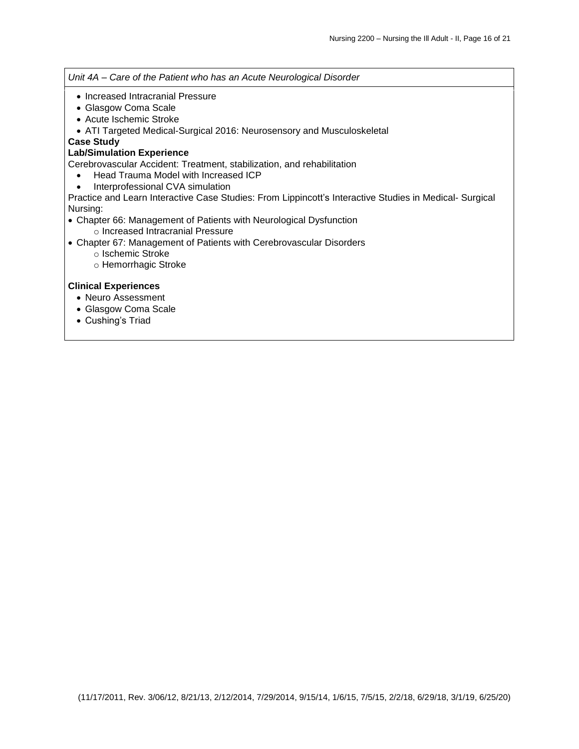*Unit 4A – Care of the Patient who has an Acute Neurological Disorder*

- Increased Intracranial Pressure
- Glasgow Coma Scale
- Acute Ischemic Stroke
- ATI Targeted Medical-Surgical 2016: Neurosensory and Musculoskeletal

**Case Study**

**Lab/Simulation Experience**

Cerebrovascular Accident: Treatment, stabilization, and rehabilitation

- Head Trauma Model with Increased ICP
- Interprofessional CVA simulation

Practice and Learn Interactive Case Studies: From Lippincott's Interactive Studies in Medical- Surgical Nursing:

- Chapter 66: Management of Patients with Neurological Dysfunction
  - Increased Intracranial Pressure
- Chapter 67: Management of Patients with Cerebrovascular Disorders
  - Ischemic Stroke
  - Hemorrhagic Stroke

**Clinical Experiences**

- Neuro Assessment
- Glasgow Coma Scale
- Cushing's Triad

(11/17/2011, Rev. 3/06/12, 8/21/13, 2/12/2014, 7/29/2014, 9/15/14, 1/6/15, 7/5/15, 2/2/18, 6/29/18, 3/1/19, 6/25/20)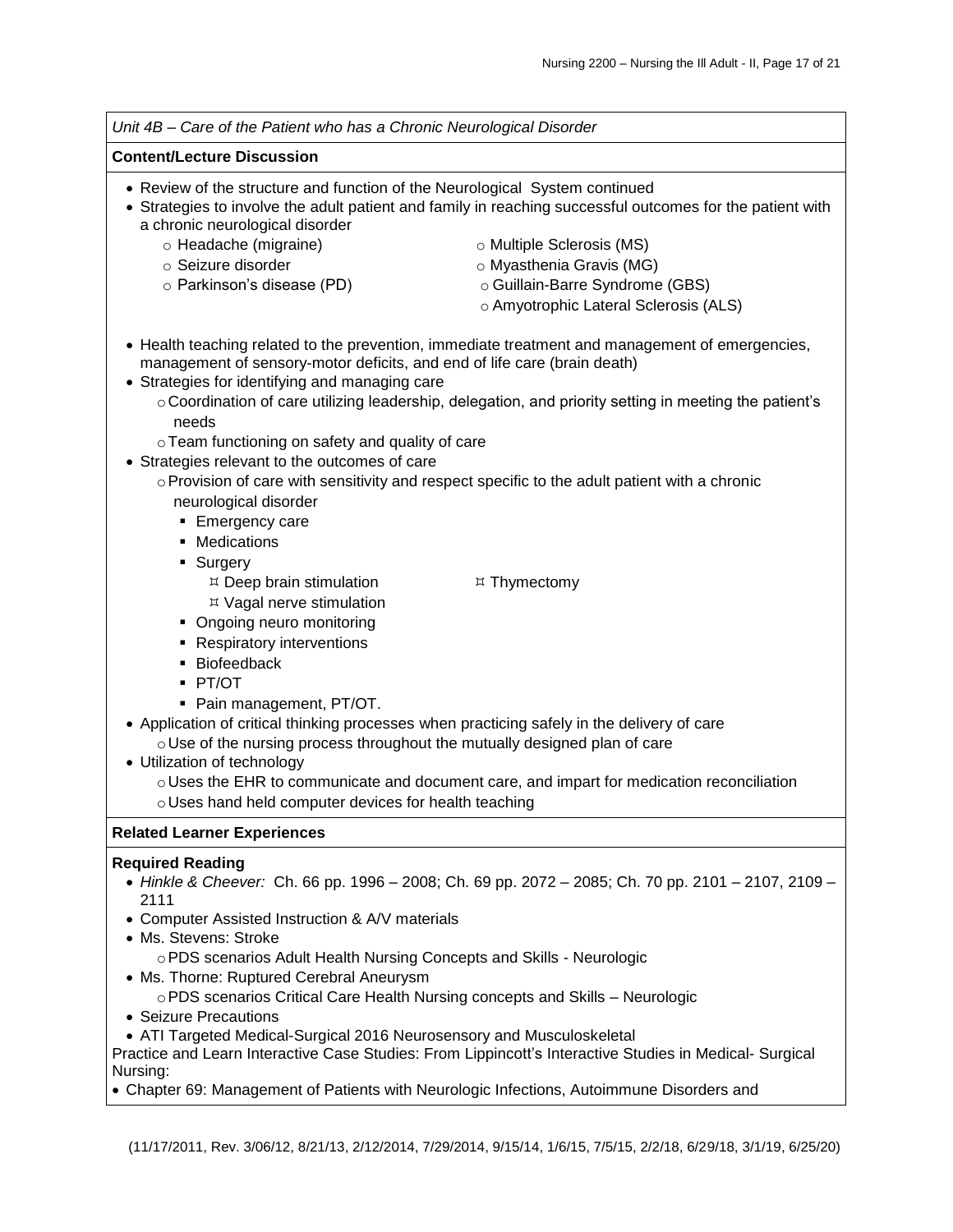*Unit 4B – Care of the Patient who has a Chronic Neurological Disorder*

**Content/Lecture Discussion**

- Review of the structure and function of the Neurological System continued
- Strategies to involve the adult patient and family in reaching successful outcomes for the patient with a chronic neurological disorder
  - Headache (migraine)
  - Seizure disorder
  - Parkinson's disease (PD)
  - Multiple Sclerosis (MS)
  - Myasthenia Gravis (MG)
  - Guillain-Barre Syndrome (GBS)
  - Amyotrophic Lateral Sclerosis (ALS)
- Health teaching related to the prevention, immediate treatment and management of emergencies, management of sensory-motor deficits, and end of life care (brain death)
- Strategies for identifying and managing care
  - Coordination of care utilizing leadership, delegation, and priority setting in meeting the patient's needs
  - Team functioning on safety and quality of care
- Strategies relevant to the outcomes of care
  - Provision of care with sensitivity and respect specific to the adult patient with a chronic neurological disorder
    - Emergency care
    - Medications
    - Surgery
      - Deep brain stimulation
      - Vagal nerve stimulation
      - Thymectomy
    - Ongoing neuro monitoring
    - Respiratory interventions
    - Biofeedback
    - PT/OT
    - Pain management, PT/OT.
- Application of critical thinking processes when practicing safely in the delivery of care
  - Use of the nursing process throughout the mutually designed plan of care
- Utilization of technology
  - Uses the EHR to communicate and document care, and impart for medication reconciliation
  - Uses hand held computer devices for health teaching

**Related Learner Experiences**

**Required Reading**

- *Hinkle & Cheever:* Ch. 66 pp. 1996 – 2008; Ch. 69 pp. 2072 – 2085; Ch. 70 pp. 2101 – 2107, 2109 – 2111
- Computer Assisted Instruction & A/V materials
- Ms. Stevens: Stroke
  - PDS scenarios Adult Health Nursing Concepts and Skills - Neurologic
- Ms. Thorne: Ruptured Cerebral Aneurysm
  - PDS scenarios Critical Care Health Nursing concepts and Skills – Neurologic
- Seizure Precautions
- ATI Targeted Medical-Surgical 2016 Neurosensory and Musculoskeletal

Practice and Learn Interactive Case Studies: From Lippincott's Interactive Studies in Medical- Surgical Nursing:

- Chapter 69: Management of Patients with Neurologic Infections, Autoimmune Disorders and

(11/17/2011, Rev. 3/06/12, 8/21/13, 2/12/2014, 7/29/2014, 9/15/14, 1/6/15, 7/5/15, 2/2/18, 6/29/18, 3/1/19, 6/25/20)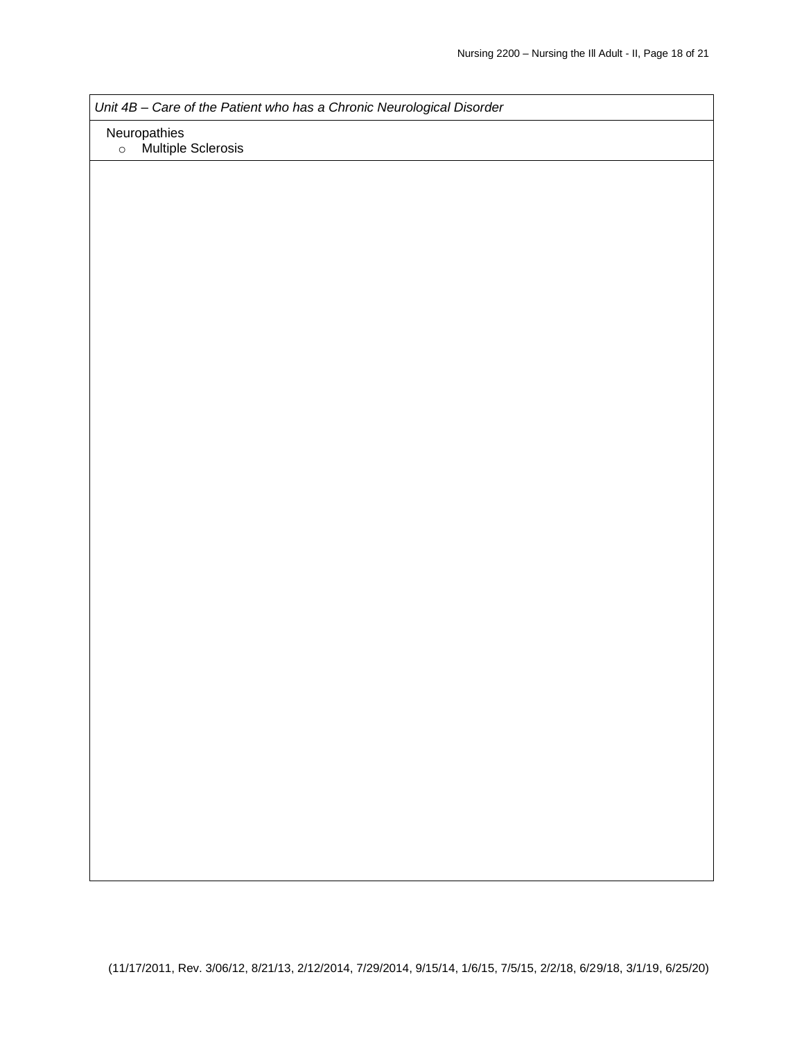*Unit 4B – Care of the Patient who has a Chronic Neurological Disorder*

Neuropathies

- Multiple Sclerosis

(11/17/2011, Rev. 3/06/12, 8/21/13, 2/12/2014, 7/29/2014, 9/15/14, 1/6/15, 7/5/15, 2/2/18, 6/29/18, 3/1/19, 6/25/20)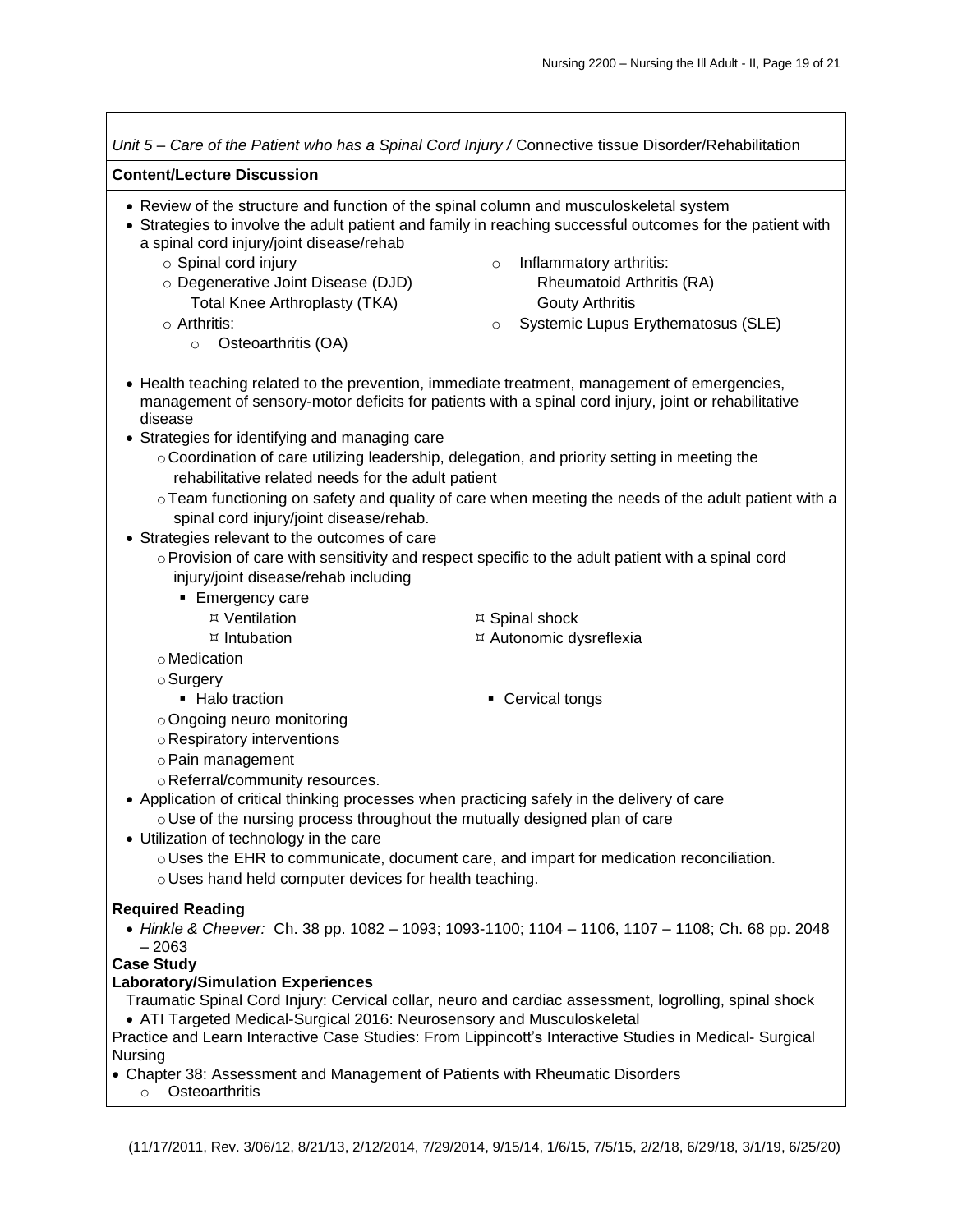*Unit 5 – Care of the Patient who has a Spinal Cord Injury /* Connective tissue Disorder/Rehabilitation

**Content/Lecture Discussion**

- Review of the structure and function of the spinal column and musculoskeletal system
- Strategies to involve the adult patient and family in reaching successful outcomes for the patient with a spinal cord injury/joint disease/rehab
  - Spinal cord injury
  - Degenerative Joint Disease (DJD)
    Total Knee Arthroplasty (TKA)
  - Arthritis:
    - Osteoarthritis (OA)
  - Inflammatory arthritis:
    Rheumatoid Arthritis (RA)
    Gouty Arthritis
  - Systemic Lupus Erythematosus (SLE)
- Health teaching related to the prevention, immediate treatment, management of emergencies, management of sensory-motor deficits for patients with a spinal cord injury, joint or rehabilitative disease
- Strategies for identifying and managing care
  - Coordination of care utilizing leadership, delegation, and priority setting in meeting the rehabilitative related needs for the adult patient
  - Team functioning on safety and quality of care when meeting the needs of the adult patient with a spinal cord injury/joint disease/rehab.
- Strategies relevant to the outcomes of care
  - Provision of care with sensitivity and respect specific to the adult patient with a spinal cord injury/joint disease/rehab including
    - Emergency care
      - Ventilation
      - Intubation
      - Spinal shock
      - Autonomic dysreflexia
  - Medication
  - Surgery
    - Halo traction
    - Cervical tongs
  - Ongoing neuro monitoring
  - Respiratory interventions
  - Pain management
  - Referral/community resources.
- Application of critical thinking processes when practicing safely in the delivery of care
  - Use of the nursing process throughout the mutually designed plan of care
- Utilization of technology in the care
  - Uses the EHR to communicate, document care, and impart for medication reconciliation.
  - Uses hand held computer devices for health teaching.

**Required Reading**

- *Hinkle & Cheever:* Ch. 38 pp. 1082 – 1093; 1093-1100; 1104 – 1106, 1107 – 1108; Ch. 68 pp. 2048 – 2063

**Case Study**

**Laboratory/Simulation Experiences**

Traumatic Spinal Cord Injury: Cervical collar, neuro and cardiac assessment, logrolling, spinal shock

- ATI Targeted Medical-Surgical 2016: Neurosensory and Musculoskeletal

Practice and Learn Interactive Case Studies: From Lippincott's Interactive Studies in Medical- Surgical Nursing

- Chapter 38: Assessment and Management of Patients with Rheumatic Disorders
  - Osteoarthritis

(11/17/2011, Rev. 3/06/12, 8/21/13, 2/12/2014, 7/29/2014, 9/15/14, 1/6/15, 7/5/15, 2/2/18, 6/29/18, 3/1/19, 6/25/20)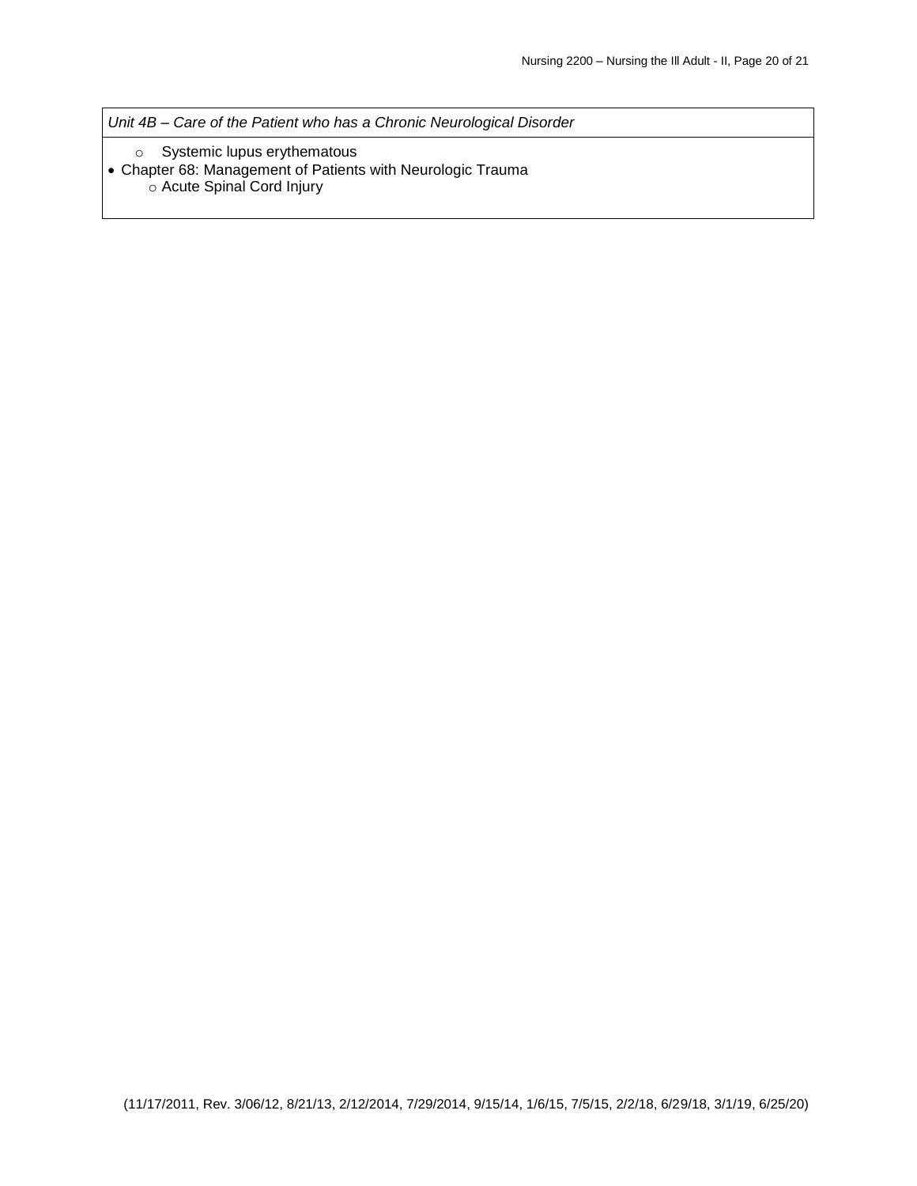*Unit 4B – Care of the Patient who has a Chronic Neurological Disorder*

- Systemic lupus erythematous
- Chapter 68: Management of Patients with Neurologic Trauma
    - Acute Spinal Cord Injury

(11/17/2011, Rev. 3/06/12, 8/21/13, 2/12/2014, 7/29/2014, 9/15/14, 1/6/15, 7/5/15, 2/2/18, 6/29/18, 3/1/19, 6/25/20)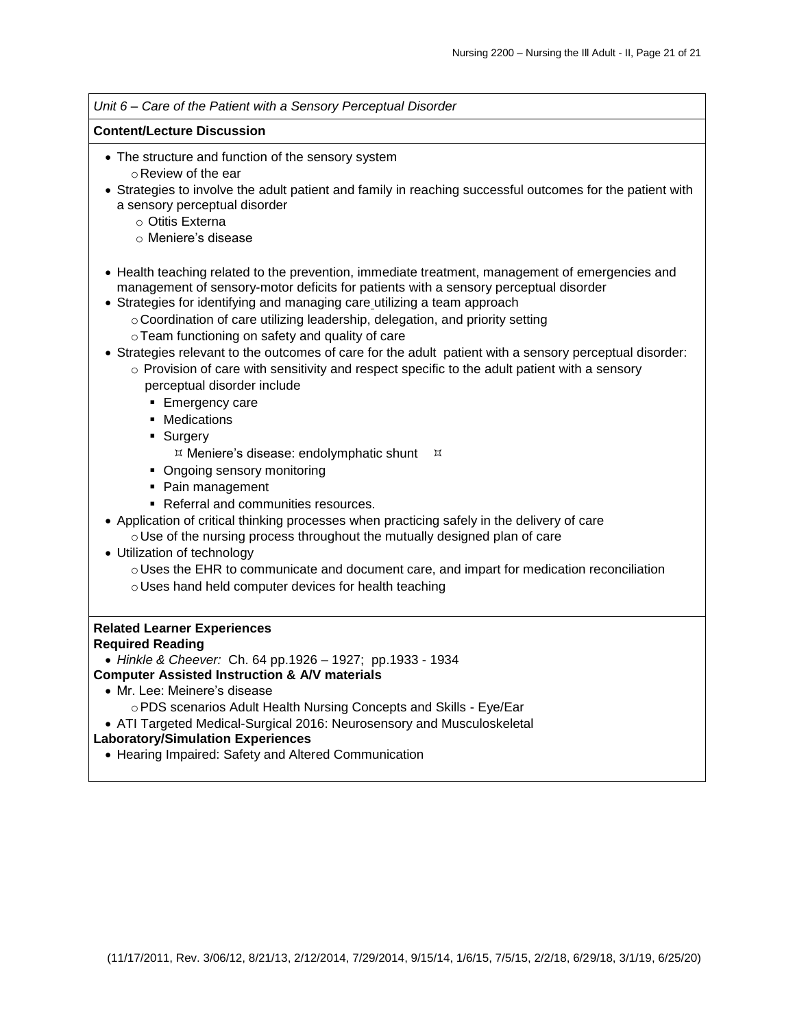*Unit 6 – Care of the Patient with a Sensory Perceptual Disorder*

**Content/Lecture Discussion**

- The structure and function of the sensory system
  - Review of the ear
- Strategies to involve the adult patient and family in reaching successful outcomes for the patient with a sensory perceptual disorder
  - Otitis Externa
  - Meniere's disease
- Health teaching related to the prevention, immediate treatment, management of emergencies and management of sensory-motor deficits for patients with a sensory perceptual disorder
- Strategies for identifying and managing care utilizing a team approach
  - Coordination of care utilizing leadership, delegation, and priority setting
  - Team functioning on safety and quality of care
- Strategies relevant to the outcomes of care for the adult patient with a sensory perceptual disorder:
  - Provision of care with sensitivity and respect specific to the adult patient with a sensory perceptual disorder include
    - Emergency care
    - Medications
    - Surgery
      - Meniere's disease: endolymphatic shunt
    - Ongoing sensory monitoring
    - Pain management
    - Referral and communities resources.
- Application of critical thinking processes when practicing safely in the delivery of care
  - Use of the nursing process throughout the mutually designed plan of care
- Utilization of technology
  - Uses the EHR to communicate and document care, and impart for medication reconciliation
  - Uses hand held computer devices for health teaching

**Related Learner Experiences**

**Required Reading**

- *Hinkle & Cheever:* Ch. 64 pp.1926 – 1927; pp.1933 - 1934

**Computer Assisted Instruction & A/V materials**

- Mr. Lee: Meinere's disease
  - PDS scenarios Adult Health Nursing Concepts and Skills - Eye/Ear
- ATI Targeted Medical-Surgical 2016: Neurosensory and Musculoskeletal

**Laboratory/Simulation Experiences**

- Hearing Impaired: Safety and Altered Communication

(11/17/2011, Rev. 3/06/12, 8/21/13, 2/12/2014, 7/29/2014, 9/15/14, 1/6/15, 7/5/15, 2/2/18, 6/29/18, 3/1/19, 6/25/20)